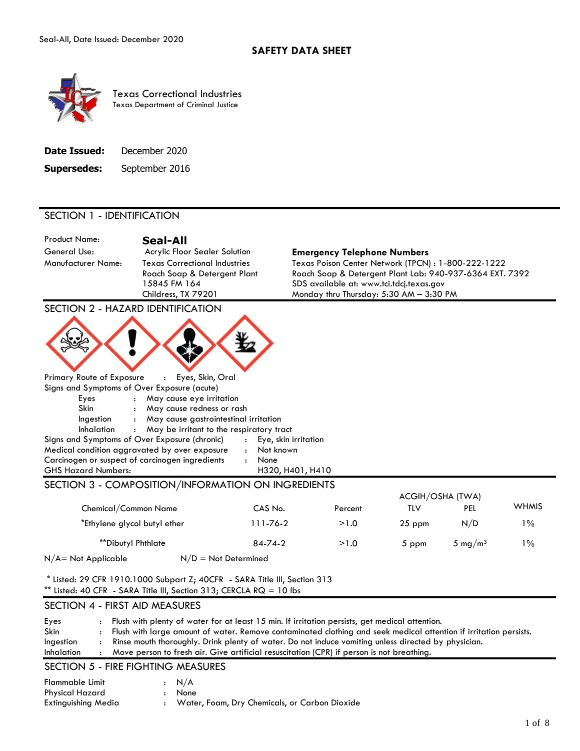# SAFETY DATA SHEET

Texas Correctional Industries
Texas Department of Criminal Justice

**Date Issued:** December 2020

**Supersedes:** September 2016

## SECTION 1 - IDENTIFICATION

| | |
|---|---|
| Product Name: | **Seal-All** |
| General Use: | Acrylic Floor Sealer Solution |
| Manufacturer Name: | Texas Correctional Industries<br>Roach Soap & Detergent Plant<br>15845 FM 164<br>Childress, TX 79201 |

**Emergency Telephone Numbers**
Texas Poison Center Network (TPCN) : 1-800-222-1222
Roach Soap & Detergent Plant Lab: 940-937-6364 EXT. 7392
SDS available at: www.tci.tdcj.texas.gov
Monday thru Thursday: 5:30 AM – 3:30 PM

## SECTION 2 - HAZARD IDENTIFICATION

Primary Route of Exposure : Eyes, Skin, Oral

Signs and Symptoms of Over Exposure (acute)

- Eyes : May cause eye irritation
- Skin : May cause redness or rash
- Ingestion : May cause gastrointestinal irritation
- Inhalation : May be irritant to the respiratory tract

Signs and Symptoms of Over Exposure (chronic) : Eye, skin irritation

Medical condition aggravated by over exposure : Not known

Carcinogen or suspect of carcinogen ingredients : None

GHS Hazard Numbers: H320, H401, H410

## SECTION 3 - COMPOSITION/INFORMATION ON INGREDIENTS

| Chemical/Common Name | CAS No. | Percent | ACGIH/OSHA (TWA) TLV | PEL | WHMIS |
|---|---|---|---|---|---|
| *Ethylene glycol butyl ether | 111-76-2 | >1.0 | 25 ppm | N/D | 1% |
| **Dibutyl Phthlate | 84-74-2 | >1.0 | 5 ppm | 5 mg/m$^3$ | 1% |

N/A= Not Applicable N/D = Not Determined

\* Listed: 29 CFR 1910.1000 Subpart Z; 40CFR - SARA Title III, Section 313
\*\* Listed: 40 CFR - SARA Title III, Section 313; CERCLA RQ = 10 lbs

## SECTION 4 - FIRST AID MEASURES

- Eyes : Flush with plenty of water for at least 15 min. If irritation persists, get medical attention.
- Skin : Flush with large amount of water. Remove contaminated clothing and seek medical attention if irritation persists.
- Ingestion : Rinse mouth thoroughly. Drink plenty of water. Do not induce vomiting unless directed by physician.
- Inhalation : Move person to fresh air. Give artificial resuscitation (CPR) if person is not breathing.

## SECTION 5 - FIRE FIGHTING MEASURES

- Flammable Limit : N/A
- Physical Hazard : None
- Extinguishing Media : Water, Foam, Dry Chemicals, or Carbon Dioxide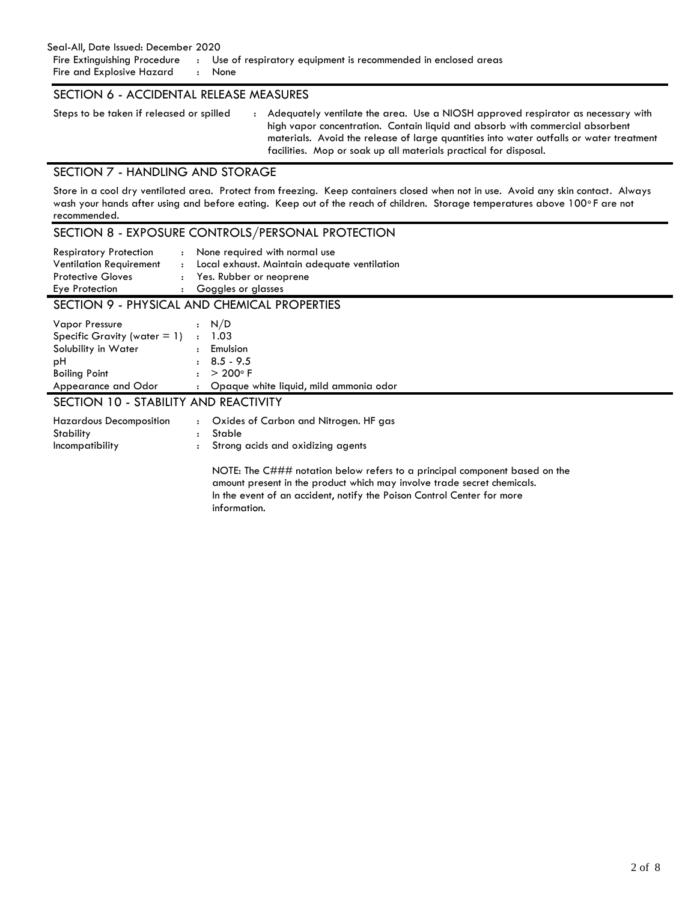Seal-All, Date Issued: December 2020

| | | |
|---|---|---|
| Fire Extinguishing Procedure | : | Use of respiratory equipment is recommended in enclosed areas |
| Fire and Explosive Hazard | : | None |

## SECTION 6 - ACCIDENTAL RELEASE MEASURES

| | | |
|---|---|---|
| Steps to be taken if released or spilled | : | Adequately ventilate the area. Use a NIOSH approved respirator as necessary with high vapor concentration. Contain liquid and absorb with commercial absorbent materials. Avoid the release of large quantities into water outfalls or water treatment facilities. Mop or soak up all materials practical for disposal. |

## SECTION 7 - HANDLING AND STORAGE

Store in a cool dry ventilated area. Protect from freezing. Keep containers closed when not in use. Avoid any skin contact. Always wash your hands after using and before eating. Keep out of the reach of children. Storage temperatures above 100° F are not recommended.

## SECTION 8 - EXPOSURE CONTROLS/PERSONAL PROTECTION

| | | |
|---|---|---|
| Respiratory Protection | : | None required with normal use |
| Ventilation Requirement | : | Local exhaust. Maintain adequate ventilation |
| Protective Gloves | : | Yes. Rubber or neoprene |
| Eye Protection | : | Goggles or glasses |

## SECTION 9 - PHYSICAL AND CHEMICAL PROPERTIES

| | | |
|---|---|---|
| Vapor Pressure | : | N/D |
| Specific Gravity (water = 1) | : | 1.03 |
| Solubility in Water | : | Emulsion |
| pH | : | 8.5 - 9.5 |
| Boiling Point | : | > 200° F |
| Appearance and Odor | : | Opaque white liquid, mild ammonia odor |

## SECTION 10 - STABILITY AND REACTIVITY

| | | |
|---|---|---|
| Hazardous Decomposition | : | Oxides of Carbon and Nitrogen. HF gas |
| Stability | : | Stable |
| Incompatibility | : | Strong acids and oxidizing agents |

NOTE: The C### notation below refers to a principal component based on the amount present in the product which may involve trade secret chemicals. In the event of an accident, notify the Poison Control Center for more information.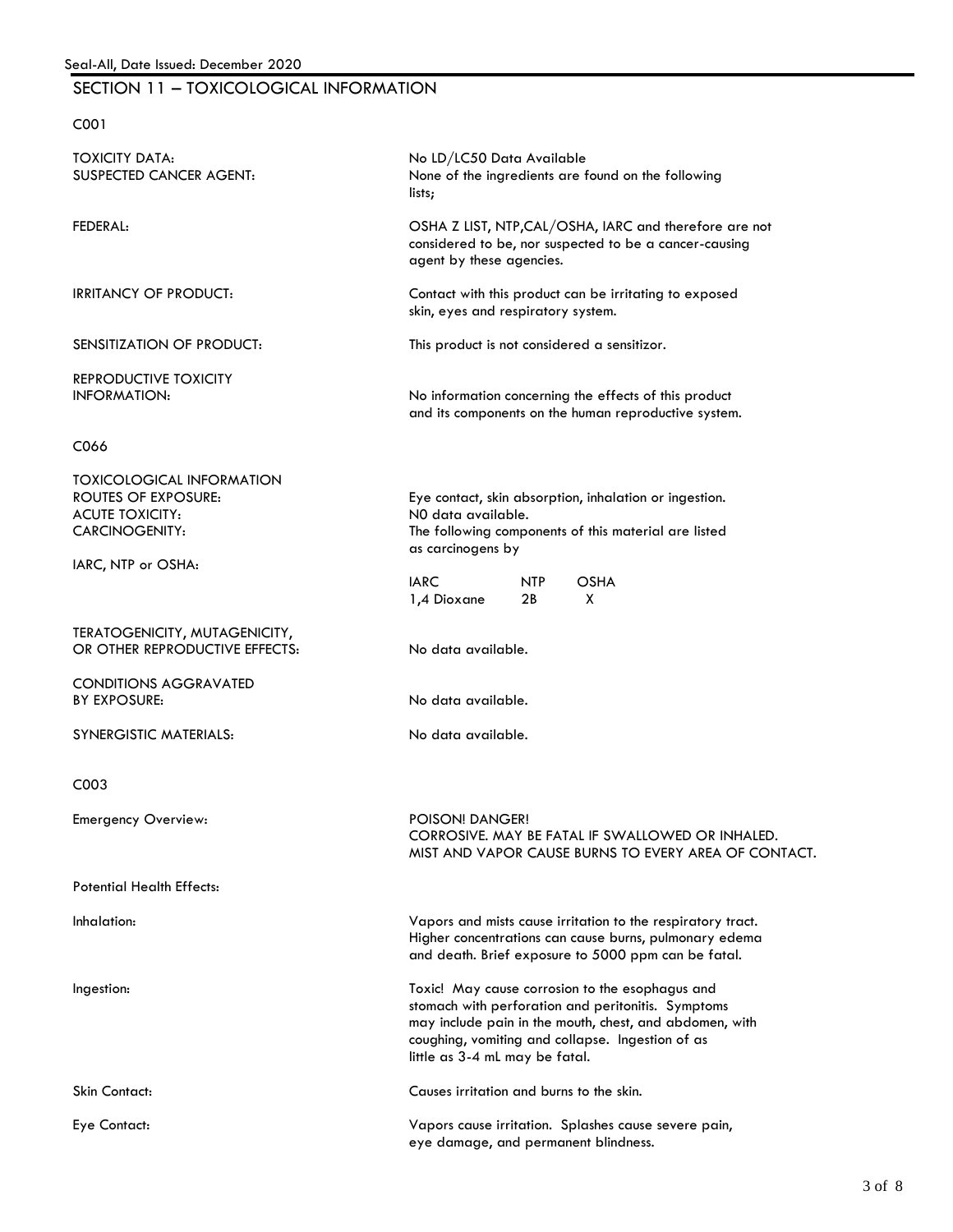## SECTION 11 – TOXICOLOGICAL INFORMATION

C001

| | |
|---|---|
| TOXICITY DATA: | No LD/LC50 Data Available |
| SUSPECTED CANCER AGENT: | None of the ingredients are found on the following lists; |
| FEDERAL: | OSHA Z LIST, NTP,CAL/OSHA, IARC and therefore are not considered to be, nor suspected to be a cancer-causing agent by these agencies. |
| IRRITANCY OF PRODUCT: | Contact with this product can be irritating to exposed skin, eyes and respiratory system. |
| SENSITIZATION OF PRODUCT: | This product is not considered a sensitizor. |
| REPRODUCTIVE TOXICITY INFORMATION: | No information concerning the effects of this product and its components on the human reproductive system. |

C066

| | |
|---|---|
| TOXICOLOGICAL INFORMATION | |
| ROUTES OF EXPOSURE: | Eye contact, skin absorption, inhalation or ingestion. |
| ACUTE TOXICITY: | N0 data available. |
| CARCINOGENITY: | The following components of this material are listed as carcinogens by |
| IARC, NTP or OSHA: | |

| IARC | NTP | OSHA |
|---|---|---|
| 1,4 Dioxane | 2B | X |

| | |
|---|---|
| TERATOGENICITY, MUTAGENICITY, OR OTHER REPRODUCTIVE EFFECTS: | No data available. |
| CONDITIONS AGGRAVATED BY EXPOSURE: | No data available. |
| SYNERGISTIC MATERIALS: | No data available. |

C003

| | |
|---|---|
| Emergency Overview: | POISON! DANGER! CORROSIVE. MAY BE FATAL IF SWALLOWED OR INHALED. MIST AND VAPOR CAUSE BURNS TO EVERY AREA OF CONTACT. |
| Potential Health Effects: | |
| Inhalation: | Vapors and mists cause irritation to the respiratory tract. Higher concentrations can cause burns, pulmonary edema and death. Brief exposure to 5000 ppm can be fatal. |
| Ingestion: | Toxic! May cause corrosion to the esophagus and stomach with perforation and peritonitis. Symptoms may include pain in the mouth, chest, and abdomen, with coughing, vomiting and collapse. Ingestion of as little as 3-4 mL may be fatal. |
| Skin Contact: | Causes irritation and burns to the skin. |
| Eye Contact: | Vapors cause irritation. Splashes cause severe pain, eye damage, and permanent blindness. |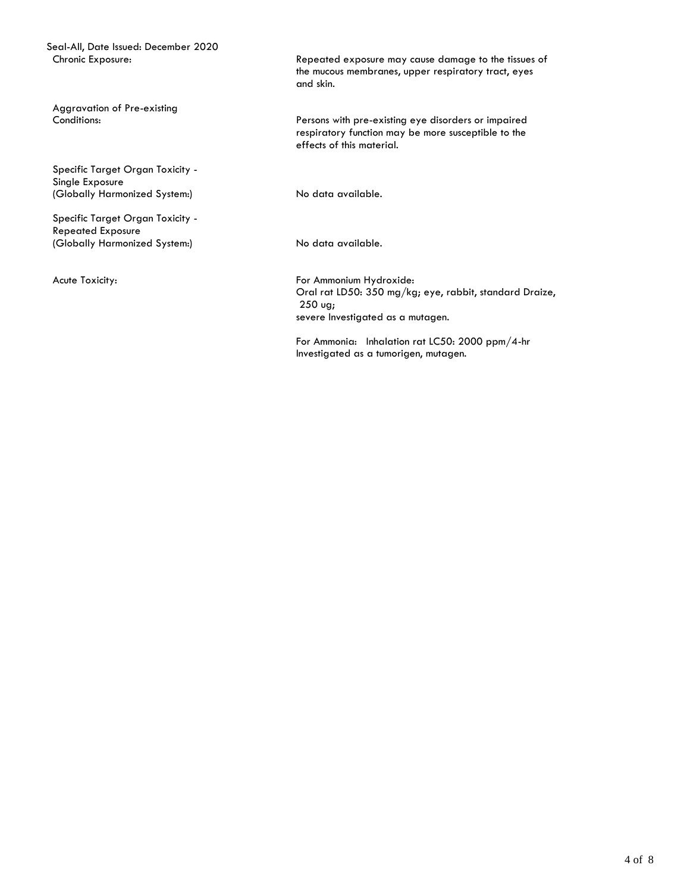| | |
|---|---|
| Chronic Exposure: | Repeated exposure may cause damage to the tissues of the mucous membranes, upper respiratory tract, eyes and skin. |
| Aggravation of Pre-existing Conditions: | Persons with pre-existing eye disorders or impaired respiratory function may be more susceptible to the effects of this material. |
| Specific Target Organ Toxicity - Single Exposure (Globally Harmonized System:) | No data available. |
| Specific Target Organ Toxicity - Repeated Exposure (Globally Harmonized System:) | No data available. |
| Acute Toxicity: | For Ammonium Hydroxide: Oral rat LD50: 350 mg/kg; eye, rabbit, standard Draize, 250 ug; severe Investigated as a mutagen. <br><br> For Ammonia: Inhalation rat LC50: 2000 ppm/4-hr Investigated as a tumorigen, mutagen. |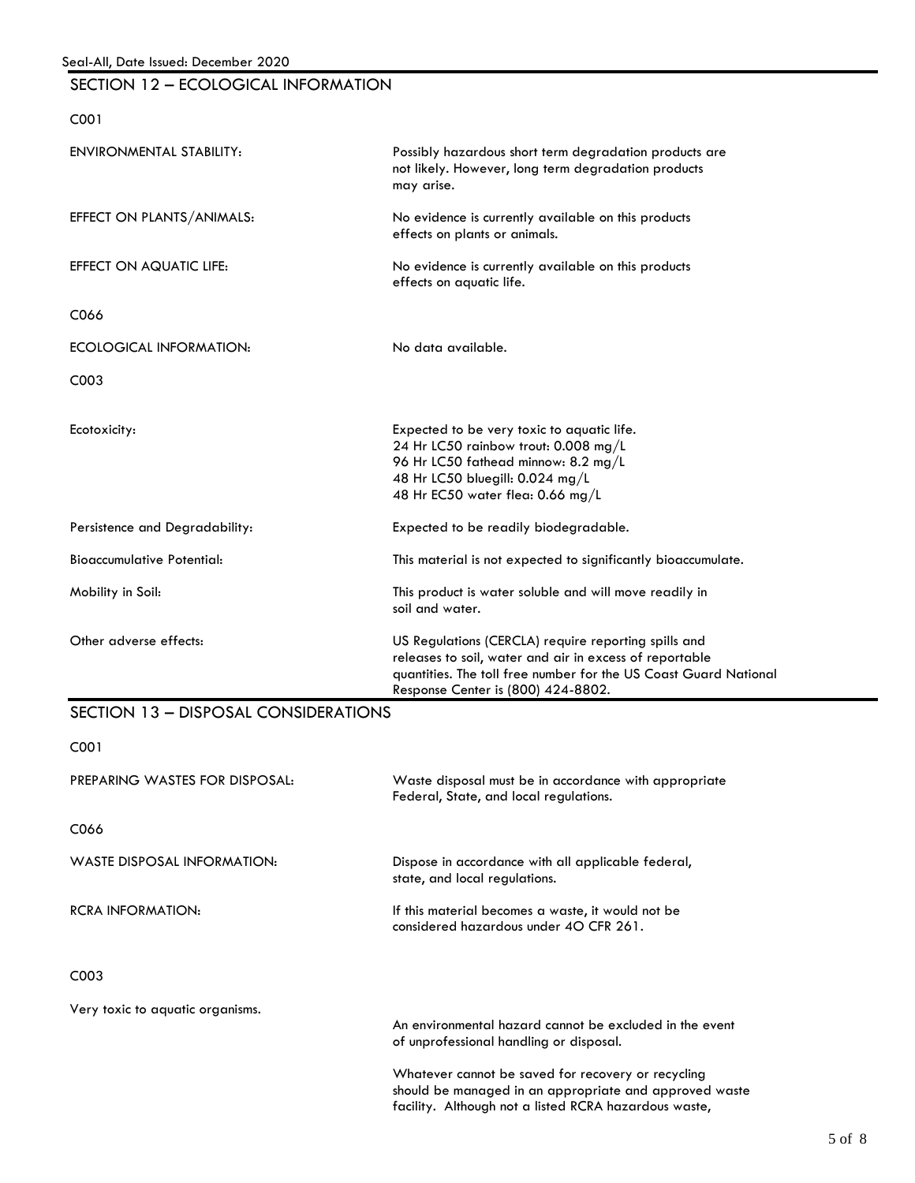## SECTION 12 – ECOLOGICAL INFORMATION

C001

| | |
|---|---|
| ENVIRONMENTAL STABILITY: | Possibly hazardous short term degradation products are not likely. However, long term degradation products may arise. |
| EFFECT ON PLANTS/ANIMALS: | No evidence is currently available on this products effects on plants or animals. |
| EFFECT ON AQUATIC LIFE: | No evidence is currently available on this products effects on aquatic life. |

C066

| | |
|---|---|
| ECOLOGICAL INFORMATION: | No data available. |

C003

| | |
|---|---|
| Ecotoxicity: | Expected to be very toxic to aquatic life.<br>24 Hr LC50 rainbow trout: 0.008 mg/L<br>96 Hr LC50 fathead minnow: 8.2 mg/L<br>48 Hr LC50 bluegill: 0.024 mg/L<br>48 Hr EC50 water flea: 0.66 mg/L |
| Persistence and Degradability: | Expected to be readily biodegradable. |
| Bioaccumulative Potential: | This material is not expected to significantly bioaccumulate. |
| Mobility in Soil: | This product is water soluble and will move readily in soil and water. |
| Other adverse effects: | US Regulations (CERCLA) require reporting spills and releases to soil, water and air in excess of reportable quantities. The toll free number for the US Coast Guard National Response Center is (800) 424-8802. |

## SECTION 13 – DISPOSAL CONSIDERATIONS

C001

| | |
|---|---|
| PREPARING WASTES FOR DISPOSAL: | Waste disposal must be in accordance with appropriate Federal, State, and local regulations. |

C066

| | |
|---|---|
| WASTE DISPOSAL INFORMATION: | Dispose in accordance with all applicable federal, state, and local regulations. |
| RCRA INFORMATION: | If this material becomes a waste, it would not be considered hazardous under 4O CFR 261. |

C003

Very toxic to aquatic organisms.

An environmental hazard cannot be excluded in the event of unprofessional handling or disposal.

Whatever cannot be saved for recovery or recycling should be managed in an appropriate and approved waste facility. Although not a listed RCRA hazardous waste,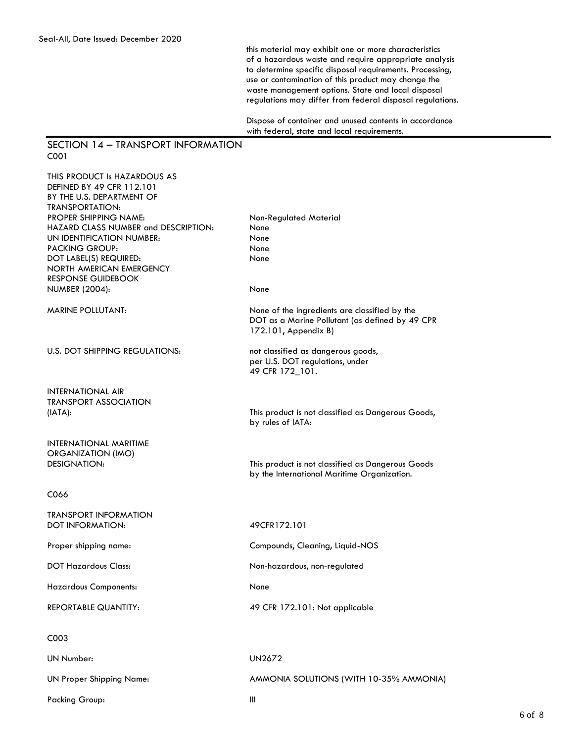this material may exhibit one or more characteristics of a hazardous waste and require appropriate analysis to determine specific disposal requirements. Processing, use or contamination of this product may change the waste management options. State and local disposal regulations may differ from federal disposal regulations.

Dispose of container and unused contents in accordance with federal, state and local requirements.

## SECTION 14 – TRANSPORT INFORMATION

C001

| | |
|---|---|
| THIS PRODUCT Is HAZARDOUS AS DEFINED BY 49 CFR 112.101 BY THE U.S. DEPARTMENT OF TRANSPORTATION: | |
| PROPER SHIPPING NAME: | Non-Regulated Material |
| HAZARD CLASS NUMBER and DESCRIPTION: | None |
| UN IDENTIFICATION NUMBER: | None |
| PACKING GROUP: | None |
| DOT LABEL(S) REQUIRED: | None |
| NORTH AMERICAN EMERGENCY RESPONSE GUIDEBOOK NUMBER (2004): | None |
| MARINE POLLUTANT: | None of the ingredients are classified by the DOT as a Marine Pollutant (as defined by 49 CPR 172.101, Appendix B) |
| U.S. DOT SHIPPING REGULATIONS: | not classified as dangerous goods, per U.S. DOT regulations, under 49 CFR 172_101. |
| INTERNATIONAL AIR TRANSPORT ASSOCIATION (IATA): | This product is not classified as Dangerous Goods, by rules of IATA: |
| INTERNATIONAL MARITIME ORGANIZATION (IMO) DESIGNATION: | This product is not classified as Dangerous Goods by the International Maritime Organization. |

C066

| | |
|---|---|
| TRANSPORT INFORMATION DOT INFORMATION: | 49CFR172.101 |
| Proper shipping name: | Compounds, Cleaning, Liquid-NOS |
| DOT Hazardous Class: | Non-hazardous, non-regulated |
| Hazardous Components: | None |
| REPORTABLE QUANTITY: | 49 CFR 172.101: Not applicable |

C003

| | |
|---|---|
| UN Number: | UN2672 |
| UN Proper Shipping Name: | AMMONIA SOLUTIONS (WITH 10-35% AMMONIA) |
| Packing Group: | III |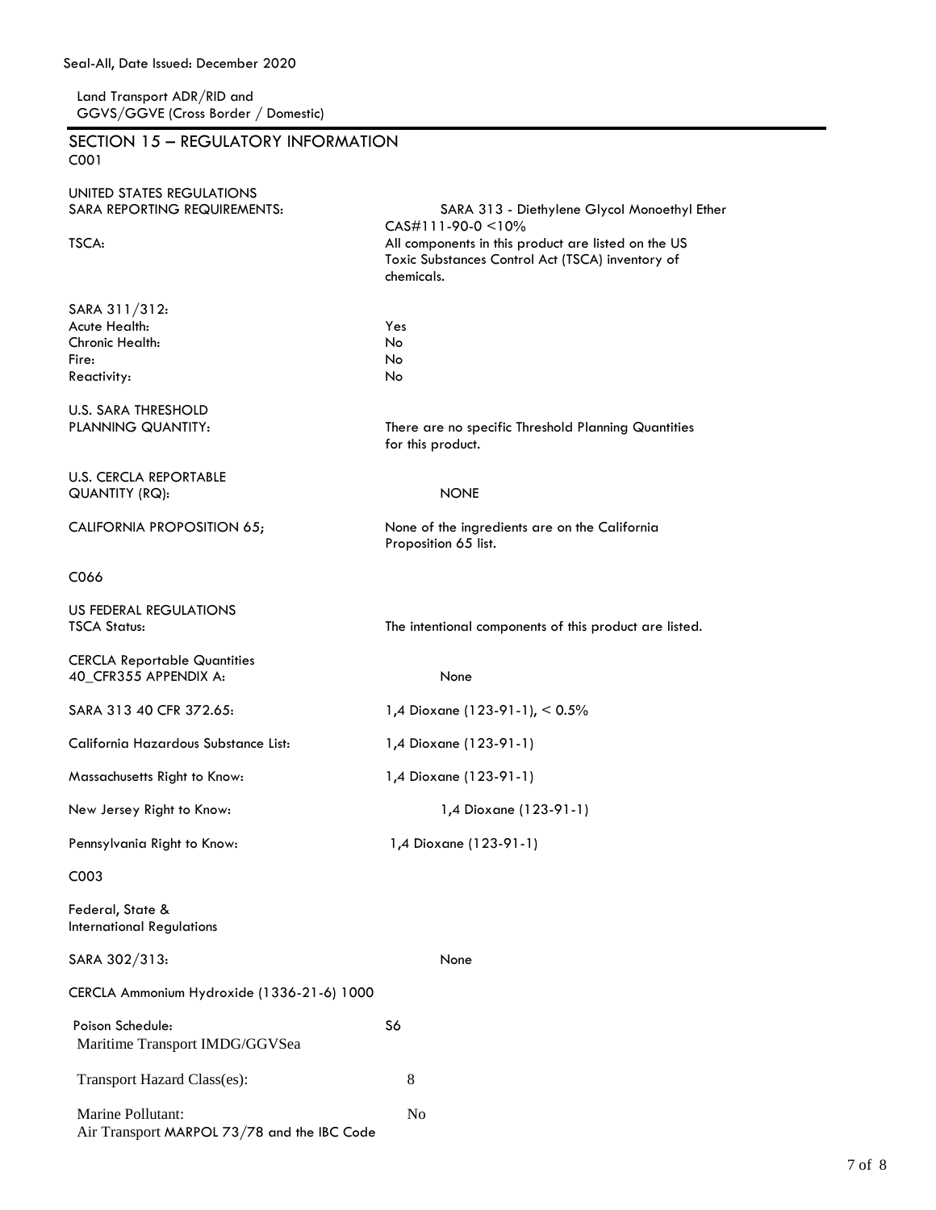Land Transport ADR/RID and GGVS/GGVE (Cross Border / Domestic)

## SECTION 15 – REGULATORY INFORMATION

C001

UNITED STATES REGULATIONS

| | |
|---|---|
| SARA REPORTING REQUIREMENTS: | SARA 313 - Diethylene Glycol Monoethyl Ether CAS#111-90-0 <10% |
| TSCA: | All components in this product are listed on the US Toxic Substances Control Act (TSCA) inventory of chemicals. |

SARA 311/312:

| | |
|---|---|
| Acute Health: | Yes |
| Chronic Health: | No |
| Fire: | No |
| Reactivity: | No |

| | |
|---|---|
| U.S. SARA THRESHOLD PLANNING QUANTITY: | There are no specific Threshold Planning Quantities for this product. |
| U.S. CERCLA REPORTABLE QUANTITY (RQ): | NONE |
| CALIFORNIA PROPOSITION 65; | None of the ingredients are on the California Proposition 65 list. |

C066

US FEDERAL REGULATIONS

| | |
|---|---|
| TSCA Status: | The intentional components of this product are listed. |
| CERCLA Reportable Quantities 40_CFR355 APPENDIX A: | None |
| SARA 313 40 CFR 372.65: | 1,4 Dioxane (123-91-1), < 0.5% |
| California Hazardous Substance List: | 1,4 Dioxane (123-91-1) |
| Massachusetts Right to Know: | 1,4 Dioxane (123-91-1) |
| New Jersey Right to Know: | 1,4 Dioxane (123-91-1) |
| Pennsylvania Right to Know: | 1,4 Dioxane (123-91-1) |

C003

Federal, State & International Regulations

| | |
|---|---|
| SARA 302/313: | None |

CERCLA Ammonium Hydroxide (1336-21-6) 1000

| | |
|---|---|
| Poison Schedule: | S6 |

Maritime Transport IMDG/GGVSea

| | |
|---|---|
| Transport Hazard Class(es): | 8 |
| Marine Pollutant: | No |

Air Transport MARPOL 73/78 and the IBC Code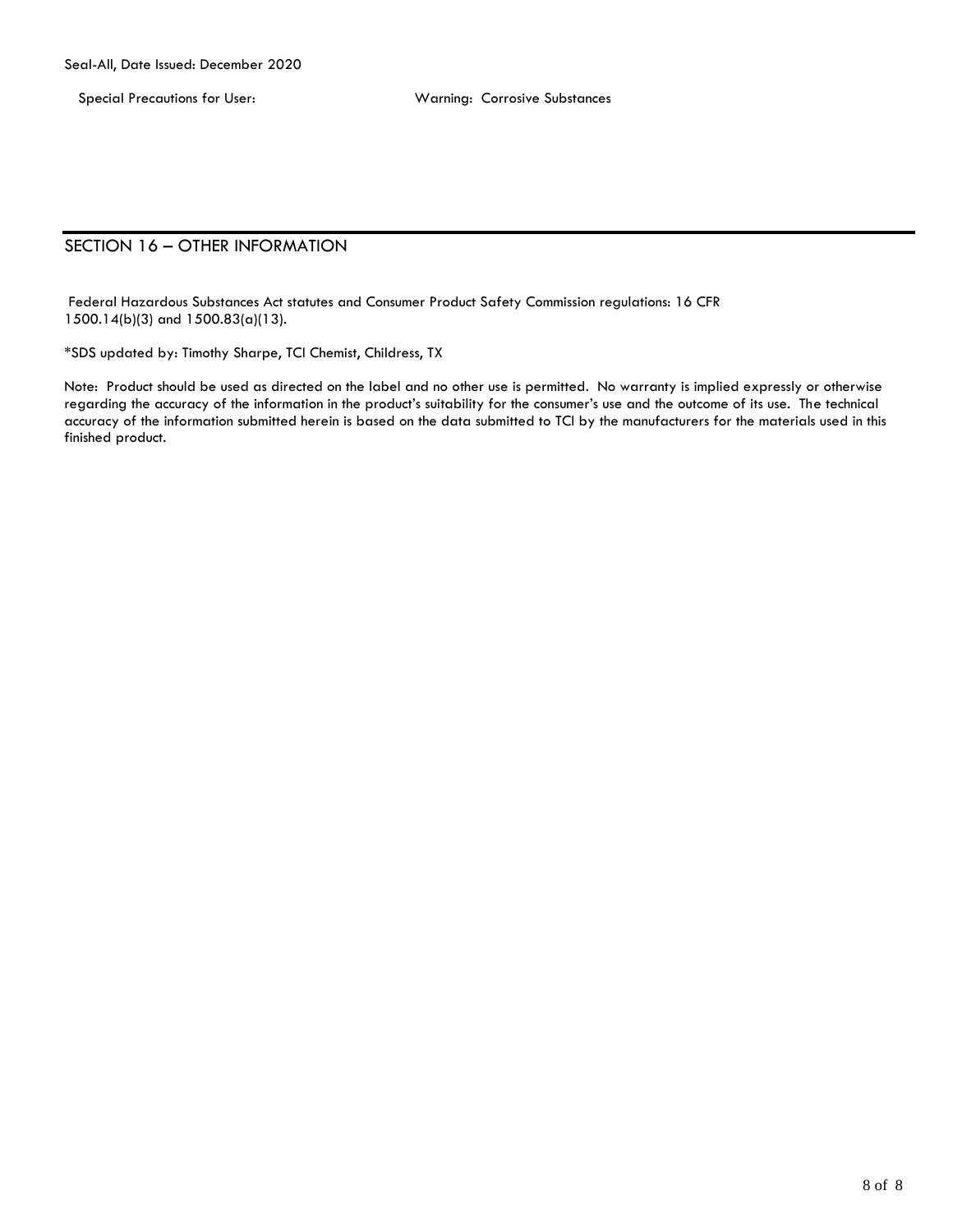Special Precautions for User: Warning: Corrosive Substances

## SECTION 16 – OTHER INFORMATION

Federal Hazardous Substances Act statutes and Consumer Product Safety Commission regulations: 16 CFR 1500.14(b)(3) and 1500.83(a)(13).

*SDS updated by: Timothy Sharpe, TCI Chemist, Childress, TX

Note: Product should be used as directed on the label and no other use is permitted. No warranty is implied expressly or otherwise regarding the accuracy of the information in the product's suitability for the consumer's use and the outcome of its use. The technical accuracy of the information submitted herein is based on the data submitted to TCI by the manufacturers for the materials used in this finished product.